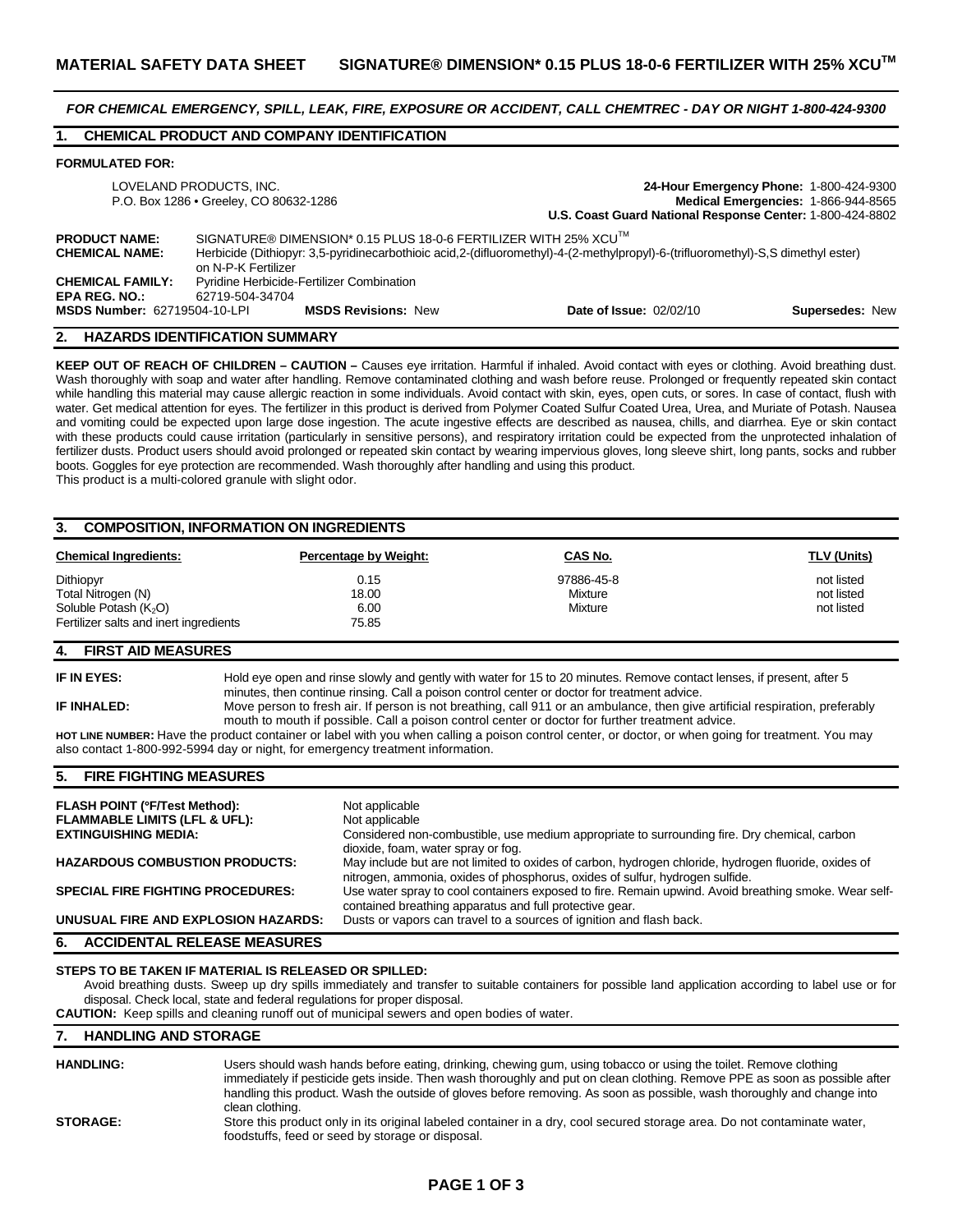# MATERIAL SAFETY DATA SHEET SIGNATURE® DIMENSION* 0.15 PLUS 18-0-6 FERTILIZER WITH 25% XCU™

***FOR CHEMICAL EMERGENCY, SPILL, LEAK, FIRE, EXPOSURE OR ACCIDENT, CALL CHEMTREC - DAY OR NIGHT 1-800-424-9300***

## 1. CHEMICAL PRODUCT AND COMPANY IDENTIFICATION

**FORMULATED FOR:**

LOVELAND PRODUCTS, INC.
P.O. Box 1286 • Greeley, CO 80632-1286

**24-Hour Emergency Phone:** 1-800-424-9300
**Medical Emergencies:** 1-866-944-8565
**U.S. Coast Guard National Response Center:** 1-800-424-8802

**PRODUCT NAME:** SIGNATURE® DIMENSION* 0.15 PLUS 18-0-6 FERTILIZER WITH 25% XCU™
**CHEMICAL NAME:** Herbicide (Dithiopyr: 3,5-pyridinecarbothioic acid,2-(difluoromethyl)-4-(2-methylpropyl)-6-(trifluoromethyl)-S,S dimethyl ester) on N-P-K Fertilizer
**CHEMICAL FAMILY:** Pyridine Herbicide-Fertilizer Combination
**EPA REG. NO.:** 62719-504-34704
**MSDS Number:** 62719504-10-LPI **MSDS Revisions:** New **Date of Issue:** 02/02/10 **Supersedes:** New

## 2. HAZARDS IDENTIFICATION SUMMARY

**KEEP OUT OF REACH OF CHILDREN – CAUTION –** Causes eye irritation. Harmful if inhaled. Avoid contact with eyes or clothing. Avoid breathing dust. Wash thoroughly with soap and water after handling. Remove contaminated clothing and wash before reuse. Prolonged or frequently repeated skin contact while handling this material may cause allergic reaction in some individuals. Avoid contact with skin, eyes, open cuts, or sores. In case of contact, flush with water. Get medical attention for eyes. The fertilizer in this product is derived from Polymer Coated Sulfur Coated Urea, Urea, and Muriate of Potash. Nausea and vomiting could be expected upon large dose ingestion. The acute ingestive effects are described as nausea, chills, and diarrhea. Eye or skin contact with these products could cause irritation (particularly in sensitive persons), and respiratory irritation could be expected from the unprotected inhalation of fertilizer dusts. Product users should avoid prolonged or repeated skin contact by wearing impervious gloves, long sleeve shirt, long pants, socks and rubber boots. Goggles for eye protection are recommended. Wash thoroughly after handling and using this product.
This product is a multi-colored granule with slight odor.

## 3. COMPOSITION, INFORMATION ON INGREDIENTS

| Chemical Ingredients: | Percentage by Weight: | CAS No. | TLV (Units) |
|---|---|---|---|
| Dithiopyr | 0.15 | 97886-45-8 | not listed |
| Total Nitrogen (N) | 18.00 | Mixture | not listed |
| Soluble Potash ($K_2O$) | 6.00 | Mixture | not listed |
| Fertilizer salts and inert ingredients | 75.85 | | |

## 4. FIRST AID MEASURES

**IF IN EYES:** Hold eye open and rinse slowly and gently with water for 15 to 20 minutes. Remove contact lenses, if present, after 5 minutes, then continue rinsing. Call a poison control center or doctor for treatment advice.

**IF INHALED:** Move person to fresh air. If person is not breathing, call 911 or an ambulance, then give artificial respiration, preferably mouth to mouth if possible. Call a poison control center or doctor for further treatment advice.

**HOT LINE NUMBER:** Have the product container or label with you when calling a poison control center, or doctor, or when going for treatment. You may also contact 1-800-992-5994 day or night, for emergency treatment information.

## 5. FIRE FIGHTING MEASURES

**FLASH POINT (°F/Test Method):** Not applicable
**FLAMMABLE LIMITS (LFL & UFL):** Not applicable
**EXTINGUISHING MEDIA:** Considered non-combustible, use medium appropriate to surrounding fire. Dry chemical, carbon dioxide, foam, water spray or fog.
**HAZARDOUS COMBUSTION PRODUCTS:** May include but are not limited to oxides of carbon, hydrogen chloride, hydrogen fluoride, oxides of nitrogen, ammonia, oxides of phosphorus, oxides of sulfur, hydrogen sulfide.
**SPECIAL FIRE FIGHTING PROCEDURES:** Use water spray to cool containers exposed to fire. Remain upwind. Avoid breathing smoke. Wear self-contained breathing apparatus and full protective gear.
**UNUSUAL FIRE AND EXPLOSION HAZARDS:** Dusts or vapors can travel to a sources of ignition and flash back.

## 6. ACCIDENTAL RELEASE MEASURES

**STEPS TO BE TAKEN IF MATERIAL IS RELEASED OR SPILLED:**
Avoid breathing dusts. Sweep up dry spills immediately and transfer to suitable containers for possible land application according to label use or for disposal. Check local, state and federal regulations for proper disposal.
**CAUTION:** Keep spills and cleaning runoff out of municipal sewers and open bodies of water.

## 7. HANDLING AND STORAGE

**HANDLING:** Users should wash hands before eating, drinking, chewing gum, using tobacco or using the toilet. Remove clothing immediately if pesticide gets inside. Then wash thoroughly and put on clean clothing. Remove PPE as soon as possible after handling this product. Wash the outside of gloves before removing. As soon as possible, wash thoroughly and change into clean clothing.

**STORAGE:** Store this product only in its original labeled container in a dry, cool secured storage area. Do not contaminate water, foodstuffs, feed or seed by storage or disposal.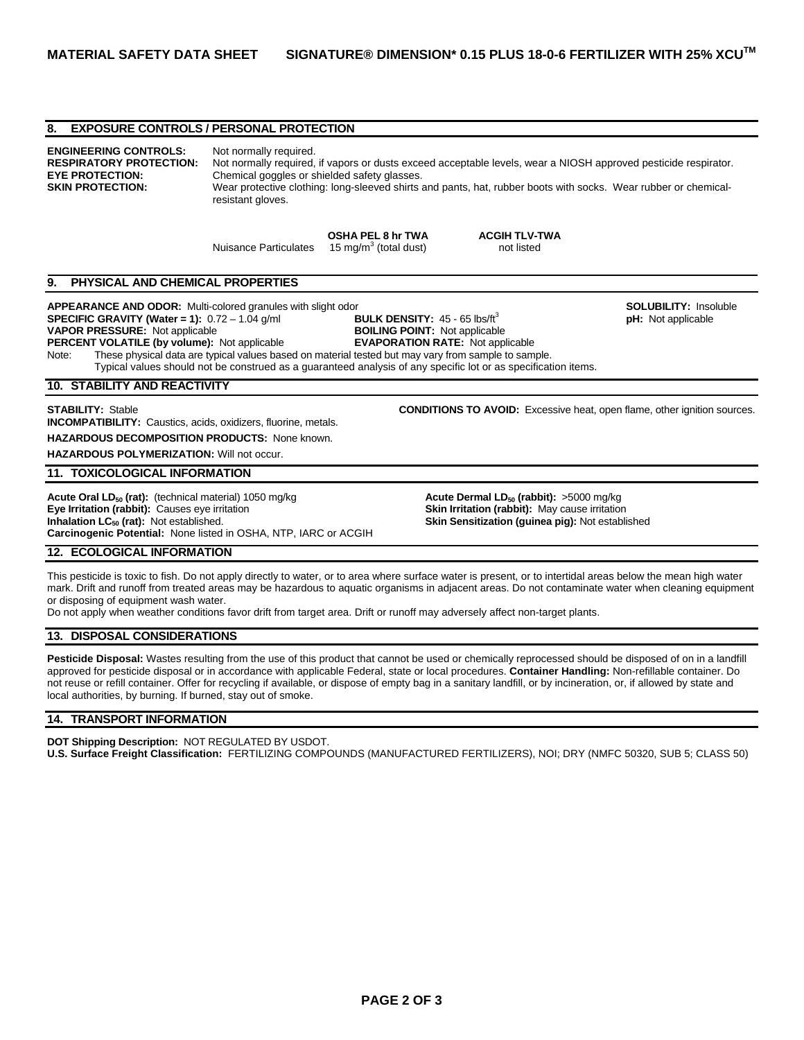## 8. EXPOSURE CONTROLS / PERSONAL PROTECTION

**ENGINEERING CONTROLS:** Not normally required.
**RESPIRATORY PROTECTION:** Not normally required, if vapors or dusts exceed acceptable levels, wear a NIOSH approved pesticide respirator.
**EYE PROTECTION:** Chemical goggles or shielded safety glasses.
**SKIN PROTECTION:** Wear protective clothing: long-sleeved shirts and pants, hat, rubber boots with socks. Wear rubber or chemical-resistant gloves.

| | OSHA PEL 8 hr TWA | ACGIH TLV-TWA |
|---|---|---|
| Nuisance Particulates | 15 mg/m$^3$ (total dust) | not listed |

## 9. PHYSICAL AND CHEMICAL PROPERTIES

**APPEARANCE AND ODOR:** Multi-colored granules with slight odor
**SOLUBILITY:** Insoluble
**SPECIFIC GRAVITY (Water = 1):** 0.72 – 1.04 g/ml
**BULK DENSITY:** 45 - 65 lbs/ft$^3$
**pH:** Not applicable
**VAPOR PRESSURE:** Not applicable
**BOILING POINT:** Not applicable
**PERCENT VOLATILE (by volume):** Not applicable
**EVAPORATION RATE:** Not applicable

Note: These physical data are typical values based on material tested but may vary from sample to sample. Typical values should not be construed as a guaranteed analysis of any specific lot or as specification items.

## 10. STABILITY AND REACTIVITY

**STABILITY:** Stable
**CONDITIONS TO AVOID:** Excessive heat, open flame, other ignition sources.
**INCOMPATIBILITY:** Caustics, acids, oxidizers, fluorine, metals.
**HAZARDOUS DECOMPOSITION PRODUCTS:** None known.
**HAZARDOUS POLYMERIZATION:** Will not occur.

## 11. TOXICOLOGICAL INFORMATION

**Acute Oral $LD_{50}$ (rat):** (technical material) 1050 mg/kg
**Acute Dermal $LD_{50}$ (rabbit):** >5000 mg/kg
**Eye Irritation (rabbit):** Causes eye irritation
**Skin Irritation (rabbit):** May cause irritation
**Inhalation $LC_{50}$ (rat):** Not established.
**Skin Sensitization (guinea pig):** Not established
**Carcinogenic Potential:** None listed in OSHA, NTP, IARC or ACGIH

## 12. ECOLOGICAL INFORMATION

This pesticide is toxic to fish. Do not apply directly to water, or to area where surface water is present, or to intertidal areas below the mean high water mark. Drift and runoff from treated areas may be hazardous to aquatic organisms in adjacent areas. Do not contaminate water when cleaning equipment or disposing of equipment wash water.
Do not apply when weather conditions favor drift from target area. Drift or runoff may adversely affect non-target plants.

## 13. DISPOSAL CONSIDERATIONS

**Pesticide Disposal:** Wastes resulting from the use of this product that cannot be used or chemically reprocessed should be disposed of on in a landfill approved for pesticide disposal or in accordance with applicable Federal, state or local procedures. **Container Handling:** Non-refillable container. Do not reuse or refill container. Offer for recycling if available, or dispose of empty bag in a sanitary landfill, or by incineration, or, if allowed by state and local authorities, by burning. If burned, stay out of smoke.

## 14. TRANSPORT INFORMATION

**DOT Shipping Description:** NOT REGULATED BY USDOT.
**U.S. Surface Freight Classification:** FERTILIZING COMPOUNDS (MANUFACTURED FERTILIZERS), NOI; DRY (NMFC 50320, SUB 5; CLASS 50)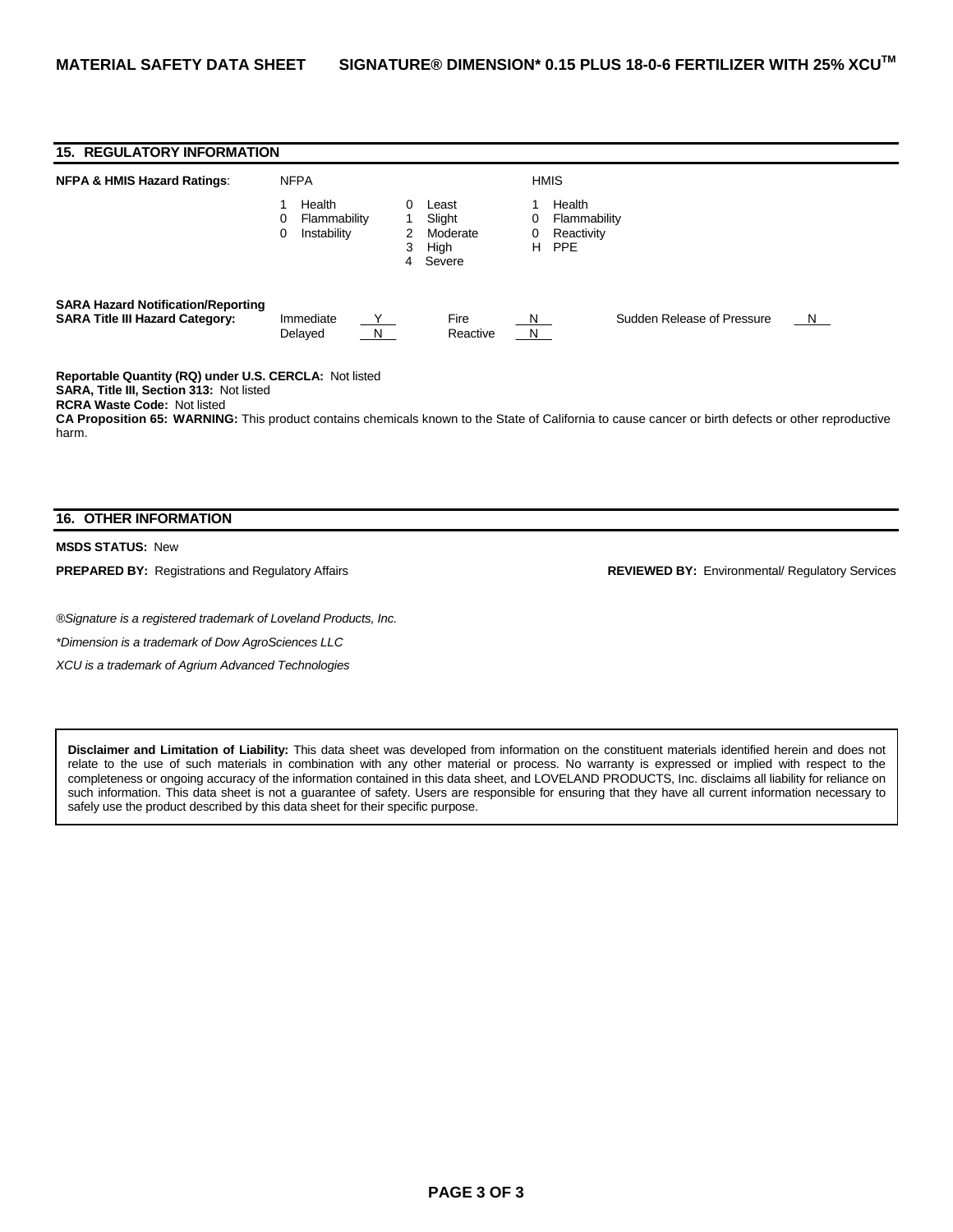## 15. REGULATORY INFORMATION

**NFPA & HMIS Hazard Ratings**:

| NFPA | | | | HMIS | |
|---|---|---|---|---|---|
| 1 | Health | 0 | Least | 1 | Health |
| 0 | Flammability | 1 | Slight | 0 | Flammability |
| 0 | Instability | 2 | Moderate | 0 | Reactivity |
| | | 3 | High | H | PPE |
| | | 4 | Severe | | |

**SARA Hazard Notification/Reporting**
**SARA Title III Hazard Category:**

| | | | | | |
|---|---|---|---|---|---|
| Immediate | Y | Fire | N | Sudden Release of Pressure | N |
| Delayed | N | Reactive | N | | |

**Reportable Quantity (RQ) under U.S. CERCLA:** Not listed
**SARA, Title III, Section 313:** Not listed
**RCRA Waste Code:** Not listed
**CA Proposition 65: WARNING:** This product contains chemicals known to the State of California to cause cancer or birth defects or other reproductive harm.

## 16. OTHER INFORMATION

**MSDS STATUS:** New

**PREPARED BY:** Registrations and Regulatory Affairs

**REVIEWED BY:** Environmental/ Regulatory Services

*®Signature is a registered trademark of Loveland Products, Inc.*

*\*Dimension is a trademark of Dow AgroSciences LLC*

*XCU is a trademark of Agrium Advanced Technologies*

**Disclaimer and Limitation of Liability:** This data sheet was developed from information on the constituent materials identified herein and does not relate to the use of such materials in combination with any other material or process. No warranty is expressed or implied with respect to the completeness or ongoing accuracy of the information contained in this data sheet, and LOVELAND PRODUCTS, Inc. disclaims all liability for reliance on such information. This data sheet is not a guarantee of safety. Users are responsible for ensuring that they have all current information necessary to safely use the product described by this data sheet for their specific purpose.